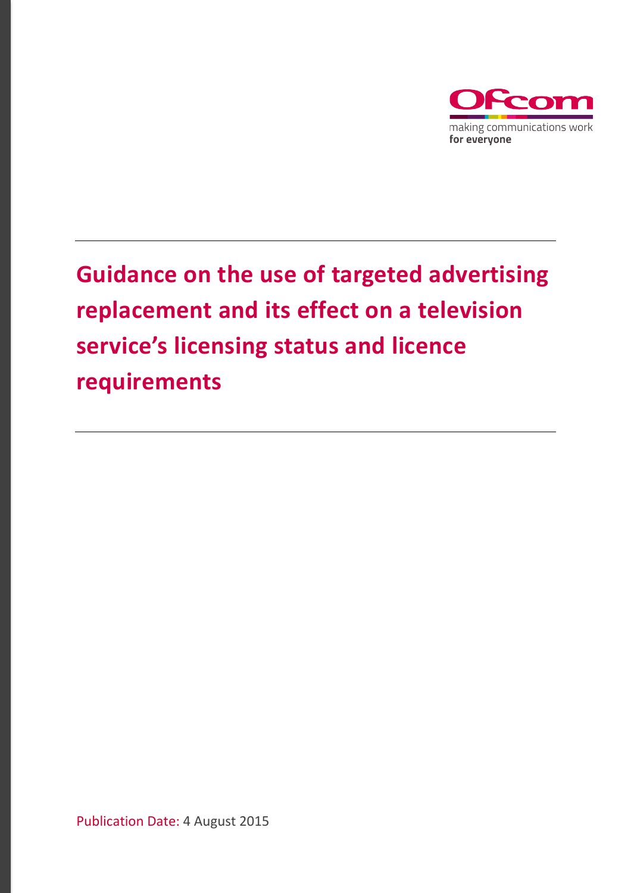Ofcom

making communications work
for everyone

# Guidance on the use of targeted advertising replacement and its effect on a television service's licensing status and licence requirements

Publication Date: 4 August 2015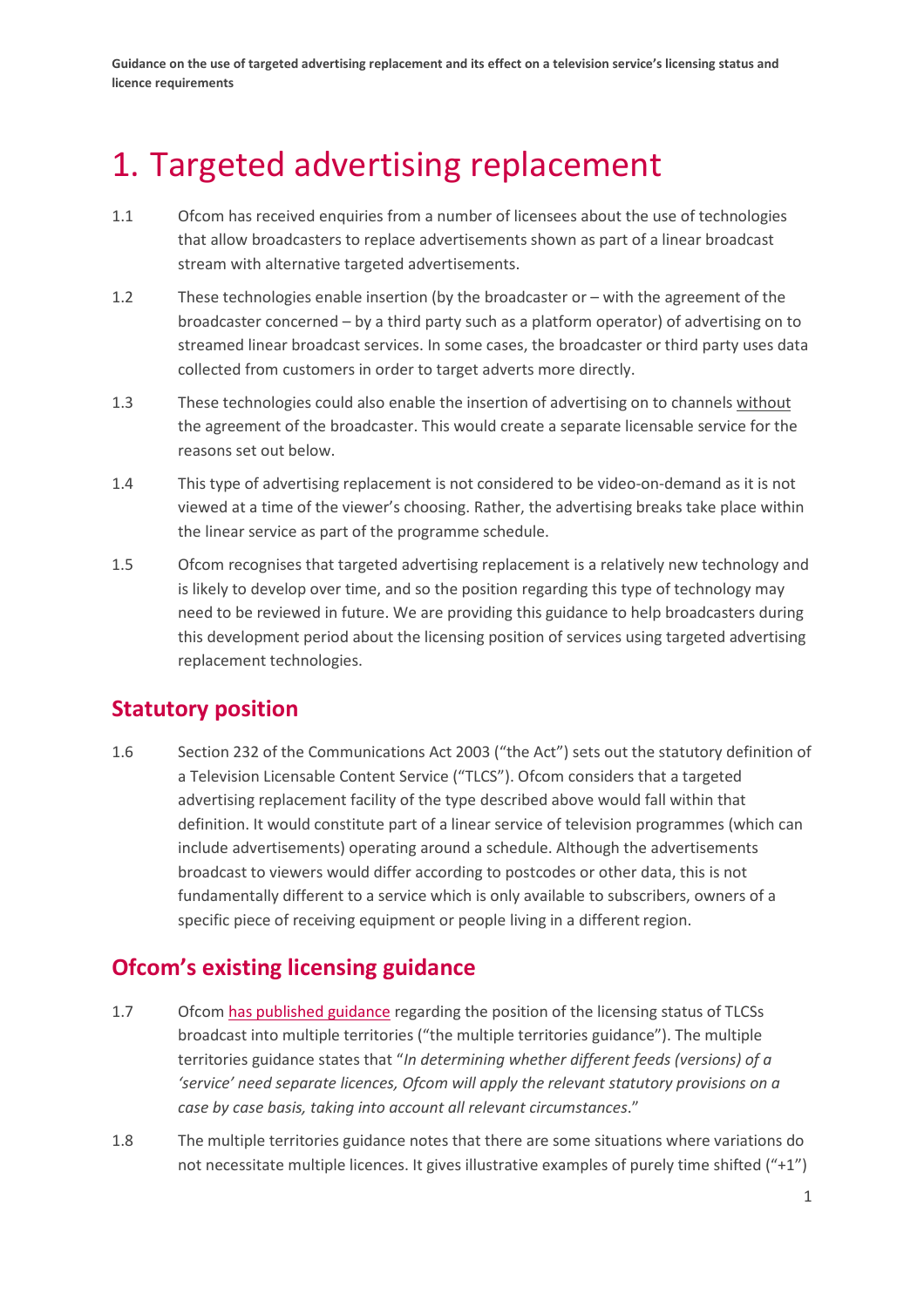# 1. Targeted advertising replacement

1.1 Ofcom has received enquiries from a number of licensees about the use of technologies that allow broadcasters to replace advertisements shown as part of a linear broadcast stream with alternative targeted advertisements.

1.2 These technologies enable insertion (by the broadcaster or – with the agreement of the broadcaster concerned – by a third party such as a platform operator) of advertising on to streamed linear broadcast services. In some cases, the broadcaster or third party uses data collected from customers in order to target adverts more directly.

1.3 These technologies could also enable the insertion of advertising on to channels without the agreement of the broadcaster. This would create a separate licensable service for the reasons set out below.

1.4 This type of advertising replacement is not considered to be video-on-demand as it is not viewed at a time of the viewer's choosing. Rather, the advertising breaks take place within the linear service as part of the programme schedule.

1.5 Ofcom recognises that targeted advertising replacement is a relatively new technology and is likely to develop over time, and so the position regarding this type of technology may need to be reviewed in future. We are providing this guidance to help broadcasters during this development period about the licensing position of services using targeted advertising replacement technologies.

## Statutory position

1.6 Section 232 of the Communications Act 2003 ("the Act") sets out the statutory definition of a Television Licensable Content Service ("TLCS"). Ofcom considers that a targeted advertising replacement facility of the type described above would fall within that definition. It would constitute part of a linear service of television programmes (which can include advertisements) operating around a schedule. Although the advertisements broadcast to viewers would differ according to postcodes or other data, this is not fundamentally different to a service which is only available to subscribers, owners of a specific piece of receiving equipment or people living in a different region.

## Ofcom's existing licensing guidance

1.7 Ofcom has published guidance regarding the position of the licensing status of TLCSs broadcast into multiple territories ("the multiple territories guidance"). The multiple territories guidance states that "*In determining whether different feeds (versions) of a 'service' need separate licences, Ofcom will apply the relevant statutory provisions on a case by case basis, taking into account all relevant circumstances*."

1.8 The multiple territories guidance notes that there are some situations where variations do not necessitate multiple licences. It gives illustrative examples of purely time shifted ("+1")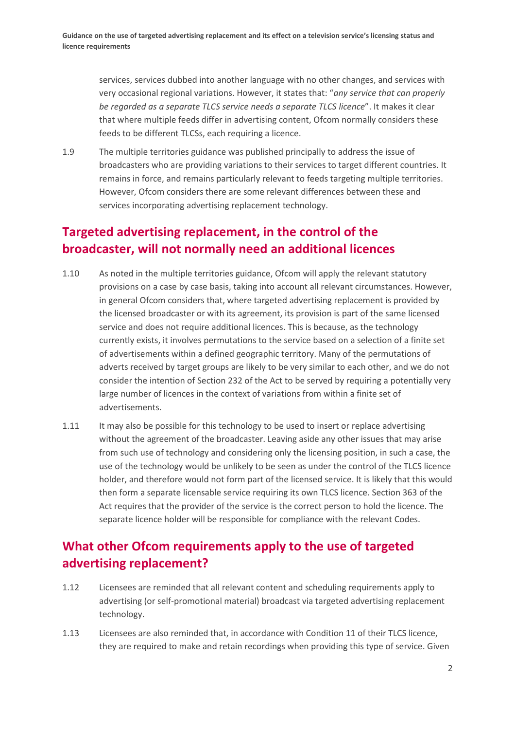services, services dubbed into another language with no other changes, and services with very occasional regional variations. However, it states that: "*any service that can properly be regarded as a separate TLCS service needs a separate TLCS licence*". It makes it clear that where multiple feeds differ in advertising content, Ofcom normally considers these feeds to be different TLCSs, each requiring a licence.

1.9 The multiple territories guidance was published principally to address the issue of broadcasters who are providing variations to their services to target different countries. It remains in force, and remains particularly relevant to feeds targeting multiple territories. However, Ofcom considers there are some relevant differences between these and services incorporating advertising replacement technology.

## Targeted advertising replacement, in the control of the broadcaster, will not normally need an additional licences

1.10 As noted in the multiple territories guidance, Ofcom will apply the relevant statutory provisions on a case by case basis, taking into account all relevant circumstances. However, in general Ofcom considers that, where targeted advertising replacement is provided by the licensed broadcaster or with its agreement, its provision is part of the same licensed service and does not require additional licences. This is because, as the technology currently exists, it involves permutations to the service based on a selection of a finite set of advertisements within a defined geographic territory. Many of the permutations of adverts received by target groups are likely to be very similar to each other, and we do not consider the intention of Section 232 of the Act to be served by requiring a potentially very large number of licences in the context of variations from within a finite set of advertisements.

1.11 It may also be possible for this technology to be used to insert or replace advertising without the agreement of the broadcaster. Leaving aside any other issues that may arise from such use of technology and considering only the licensing position, in such a case, the use of the technology would be unlikely to be seen as under the control of the TLCS licence holder, and therefore would not form part of the licensed service. It is likely that this would then form a separate licensable service requiring its own TLCS licence. Section 363 of the Act requires that the provider of the service is the correct person to hold the licence. The separate licence holder will be responsible for compliance with the relevant Codes.

## What other Ofcom requirements apply to the use of targeted advertising replacement?

1.12 Licensees are reminded that all relevant content and scheduling requirements apply to advertising (or self-promotional material) broadcast via targeted advertising replacement technology.

1.13 Licensees are also reminded that, in accordance with Condition 11 of their TLCS licence, they are required to make and retain recordings when providing this type of service. Given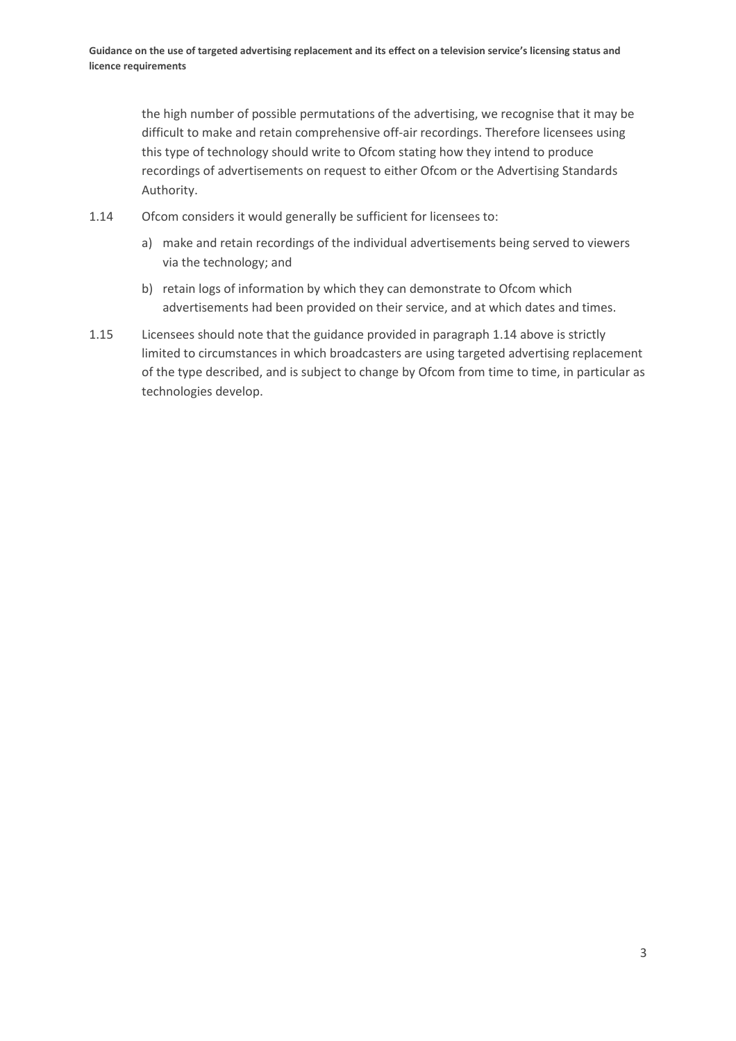the high number of possible permutations of the advertising, we recognise that it may be difficult to make and retain comprehensive off-air recordings. Therefore licensees using this type of technology should write to Ofcom stating how they intend to produce recordings of advertisements on request to either Ofcom or the Advertising Standards Authority.

1.14 Ofcom considers it would generally be sufficient for licensees to:

a) make and retain recordings of the individual advertisements being served to viewers via the technology; and

b) retain logs of information by which they can demonstrate to Ofcom which advertisements had been provided on their service, and at which dates and times.

1.15 Licensees should note that the guidance provided in paragraph 1.14 above is strictly limited to circumstances in which broadcasters are using targeted advertising replacement of the type described, and is subject to change by Ofcom from time to time, in particular as technologies develop.